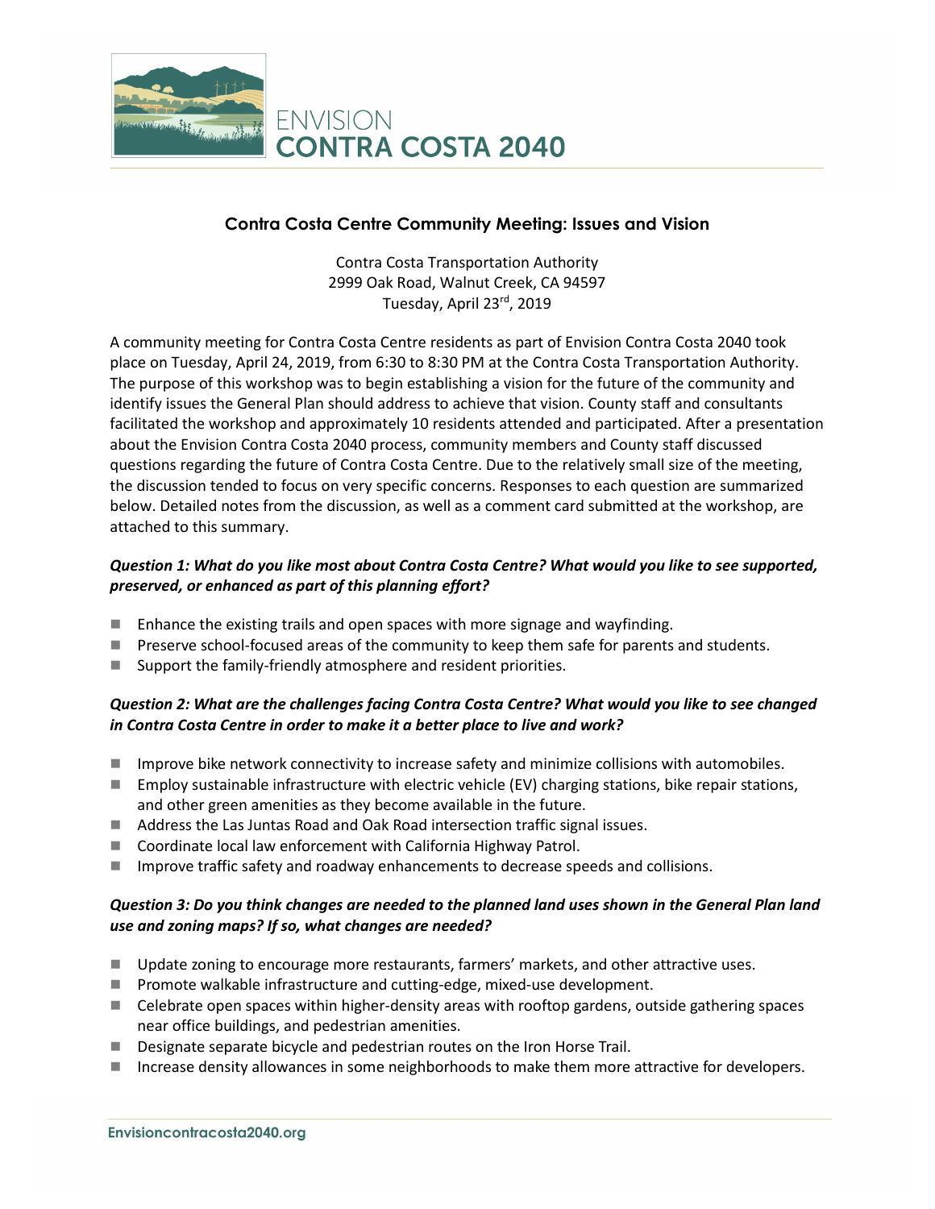ENVISION
CONTRA COSTA 2040

## Contra Costa Centre Community Meeting: Issues and Vision

Contra Costa Transportation Authority
2999 Oak Road, Walnut Creek, CA 94597
Tuesday, April 23rd, 2019

A community meeting for Contra Costa Centre residents as part of Envision Contra Costa 2040 took place on Tuesday, April 24, 2019, from 6:30 to 8:30 PM at the Contra Costa Transportation Authority. The purpose of this workshop was to begin establishing a vision for the future of the community and identify issues the General Plan should address to achieve that vision. County staff and consultants facilitated the workshop and approximately 10 residents attended and participated. After a presentation about the Envision Contra Costa 2040 process, community members and County staff discussed questions regarding the future of Contra Costa Centre. Due to the relatively small size of the meeting, the discussion tended to focus on very specific concerns. Responses to each question are summarized below. Detailed notes from the discussion, as well as a comment card submitted at the workshop, are attached to this summary.

***Question 1: What do you like most about Contra Costa Centre? What would you like to see supported, preserved, or enhanced as part of this planning effort?***

- Enhance the existing trails and open spaces with more signage and wayfinding.
- Preserve school-focused areas of the community to keep them safe for parents and students.
- Support the family-friendly atmosphere and resident priorities.

***Question 2: What are the challenges facing Contra Costa Centre? What would you like to see changed in Contra Costa Centre in order to make it a better place to live and work?***

- Improve bike network connectivity to increase safety and minimize collisions with automobiles.
- Employ sustainable infrastructure with electric vehicle (EV) charging stations, bike repair stations, and other green amenities as they become available in the future.
- Address the Las Juntas Road and Oak Road intersection traffic signal issues.
- Coordinate local law enforcement with California Highway Patrol.
- Improve traffic safety and roadway enhancements to decrease speeds and collisions.

***Question 3: Do you think changes are needed to the planned land uses shown in the General Plan land use and zoning maps? If so, what changes are needed?***

- Update zoning to encourage more restaurants, farmers' markets, and other attractive uses.
- Promote walkable infrastructure and cutting-edge, mixed-use development.
- Celebrate open spaces within higher-density areas with rooftop gardens, outside gathering spaces near office buildings, and pedestrian amenities.
- Designate separate bicycle and pedestrian routes on the Iron Horse Trail.
- Increase density allowances in some neighborhoods to make them more attractive for developers.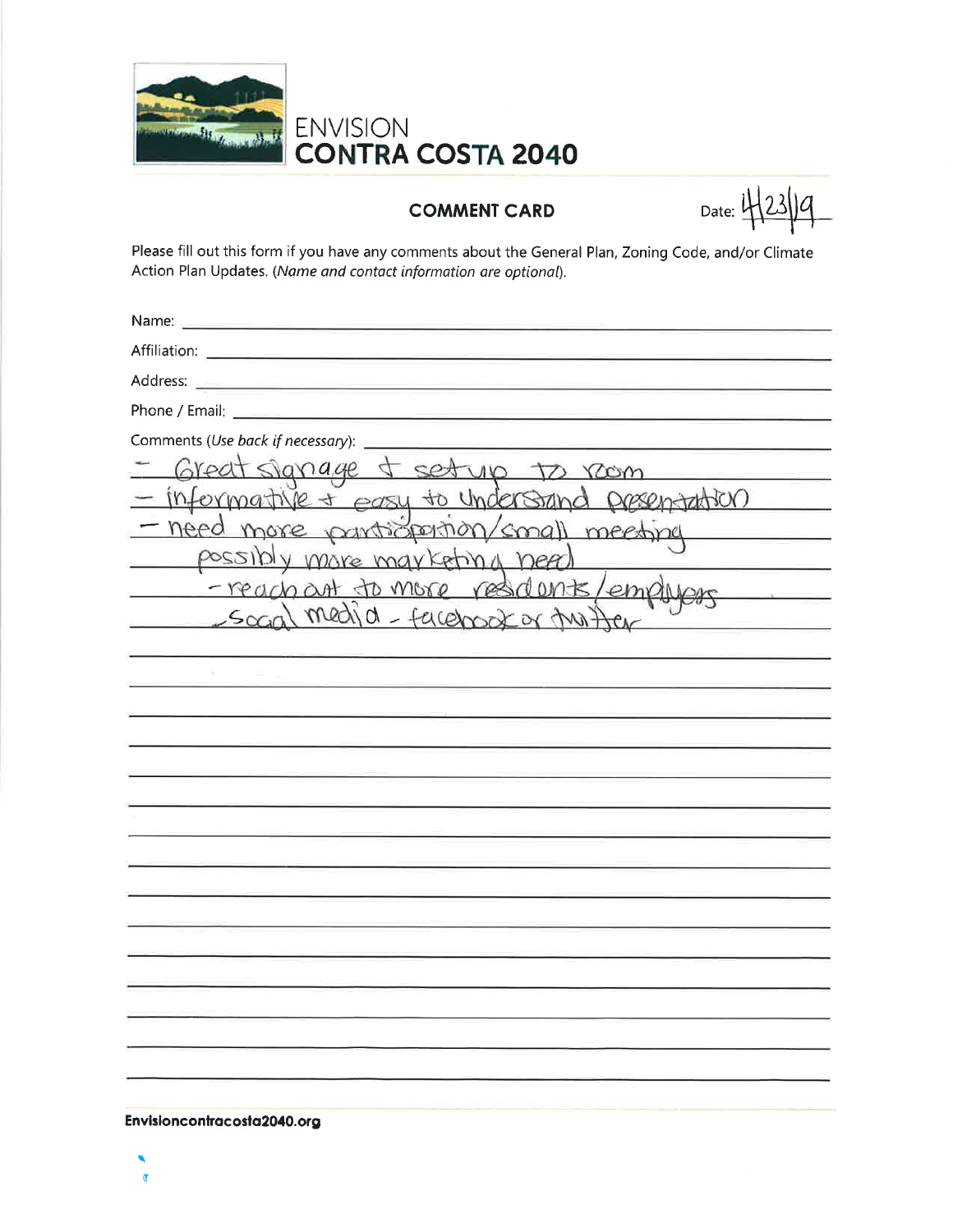# ENVISION CONTRA COSTA 2040

## COMMENT CARD

Date: 4/23/19

Please fill out this form if you have any comments about the General Plan, Zoning Code, and/or Climate Action Plan Updates. (*Name and contact information are optional*).

Name:

Affiliation:

Address:

Phone / Email:

Comments (*Use back if necessary*):

- Great signage + setup to room
- informative + easy to understand presentation
- need more participation/small meeting possibly more marketing need
  - reach out to more residents/employers
  - Social media - facebook or twitter

**Envisioncontracosta2040.org**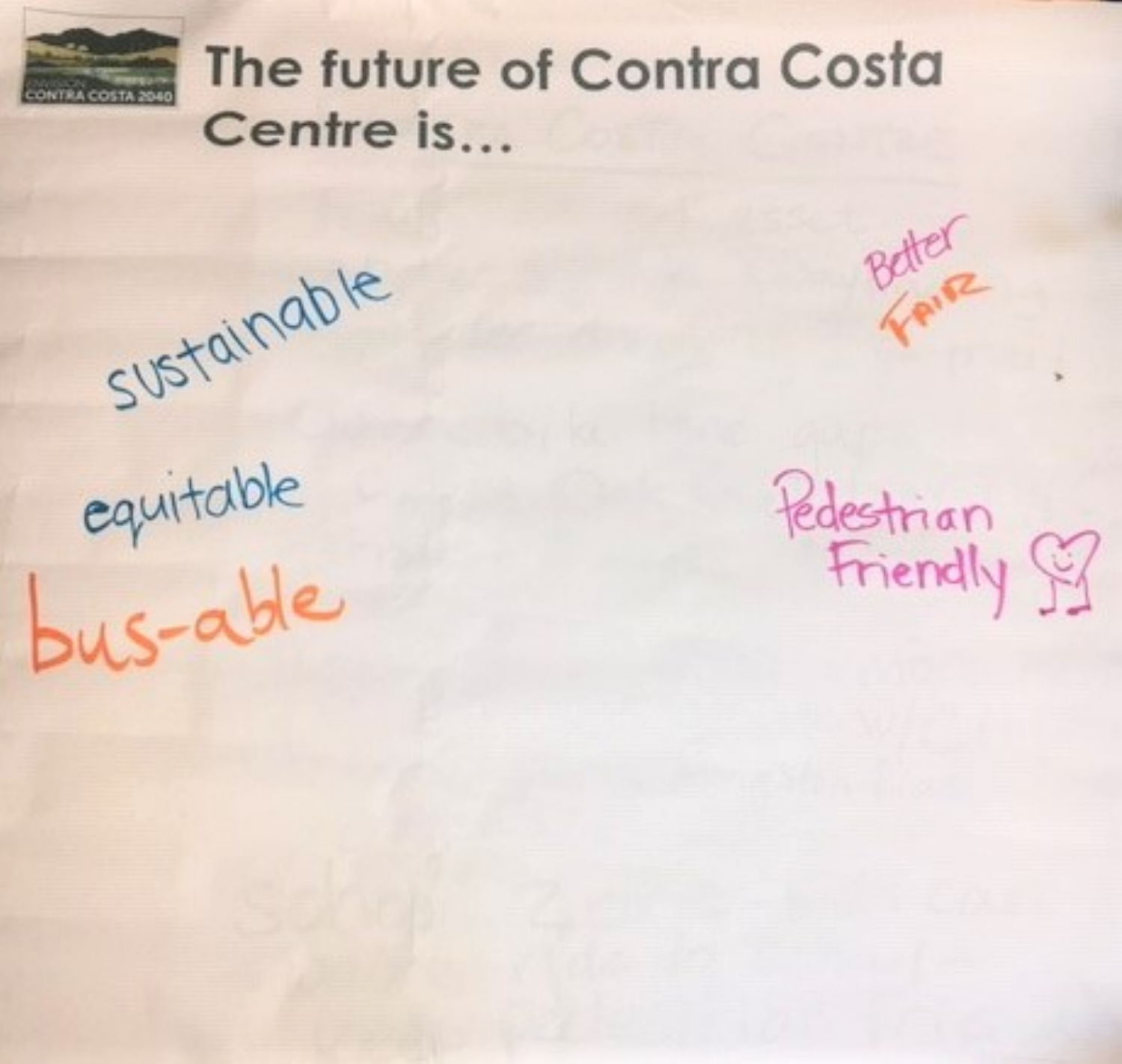ENVISION CONTRA COSTA 2040

# The future of Contra Costa Centre is...

sustainable

Better FAIR

equitable

bus-able

Pedestrian Friendly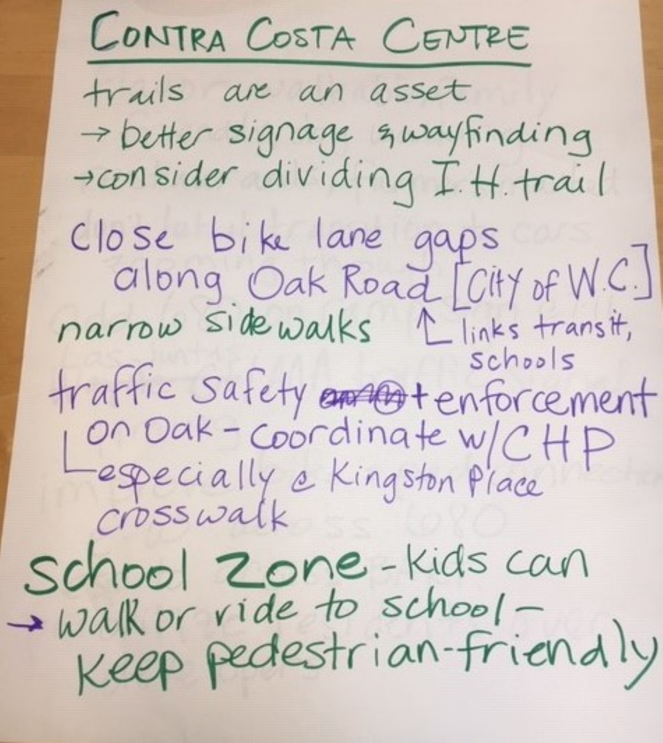# CONTRA COSTA CENTRE

trails are an asset

- → better signage & wayfinding
- → consider dividing I.H. trail

close bike lane gaps along Oak Road [City of W.C.]

↳ links transit, schools

narrow sidewalks

traffic safety + enforcement on Oak - coordinate w/CHP

↳ especially @ Kingston Place crosswalk

School Zone - kids can

→ walk or ride to school - keep pedestrian-friendly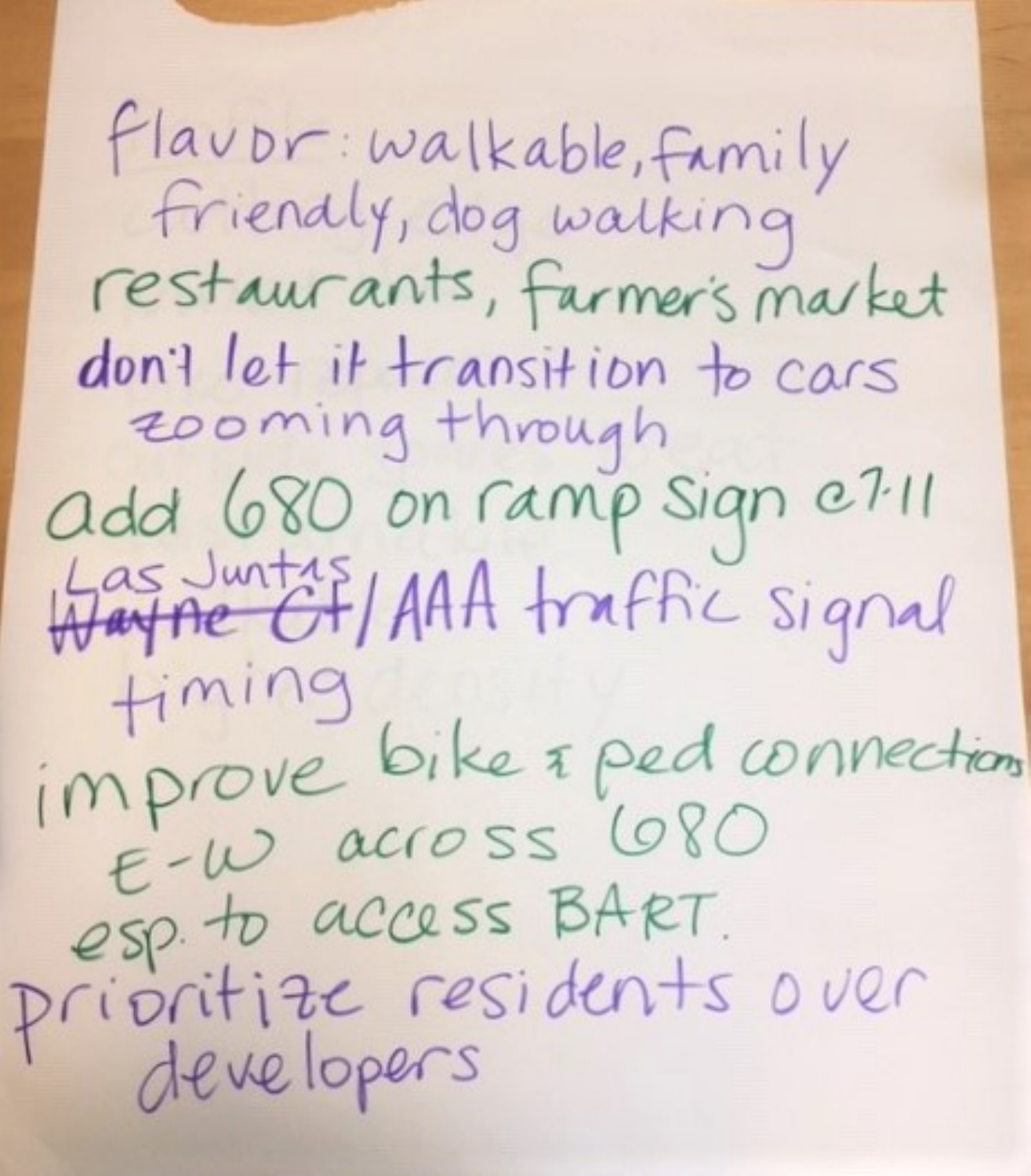flavor: walkable, family friendly, dog walking

restaurants, farmer's market

don't let it transition to cars zooming through

add 680 on ramp sign @7-11

~~Wayne Ct~~ Las Juntas / AAA traffic signal timing

improve bike & ped connections E-W across 680 esp. to access BART.

prioritize residents over developers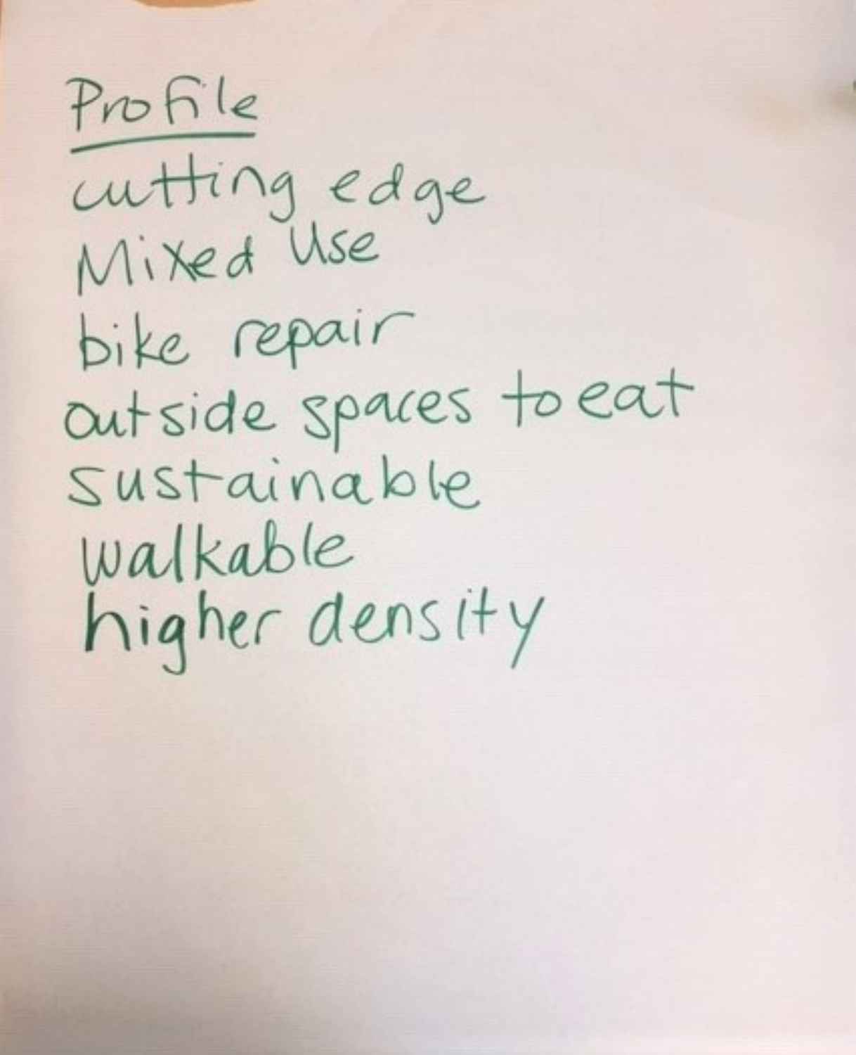## Profile

cutting edge
Mixed Use
bike repair
outside spaces to eat
sustainable
walkable
higher density